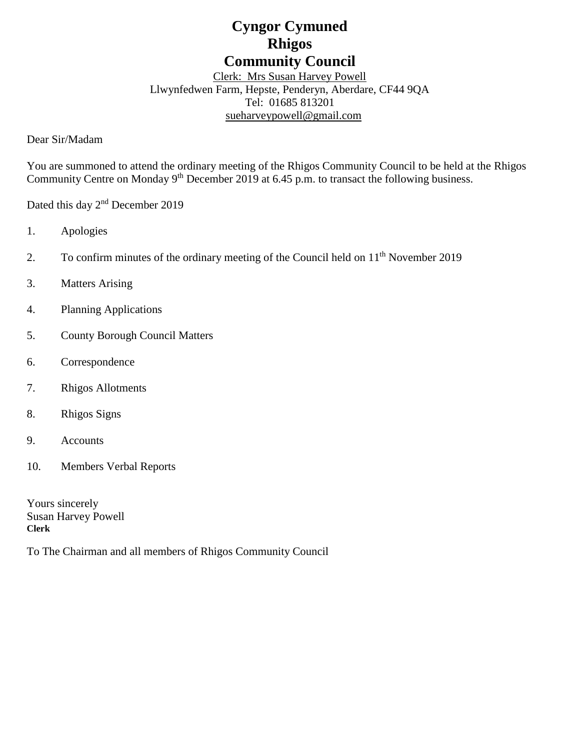# Cyngor Cymuned
# Rhigos
# Community Council

Clerk: Mrs Susan Harvey Powell
Llwynfedwen Farm, Hepste, Penderyn, Aberdare, CF44 9QA
Tel: 01685 813201
sueharveypowell@gmail.com

Dear Sir/Madam

You are summoned to attend the ordinary meeting of the Rhigos Community Council to be held at the Rhigos Community Centre on Monday 9th December 2019 at 6.45 p.m. to transact the following business.

Dated this day 2nd December 2019

1. Apologies
2. To confirm minutes of the ordinary meeting of the Council held on 11th November 2019
3. Matters Arising
4. Planning Applications
5. County Borough Council Matters
6. Correspondence
7. Rhigos Allotments
8. Rhigos Signs
9. Accounts
10. Members Verbal Reports

Yours sincerely
Susan Harvey Powell
**Clerk**

To The Chairman and all members of Rhigos Community Council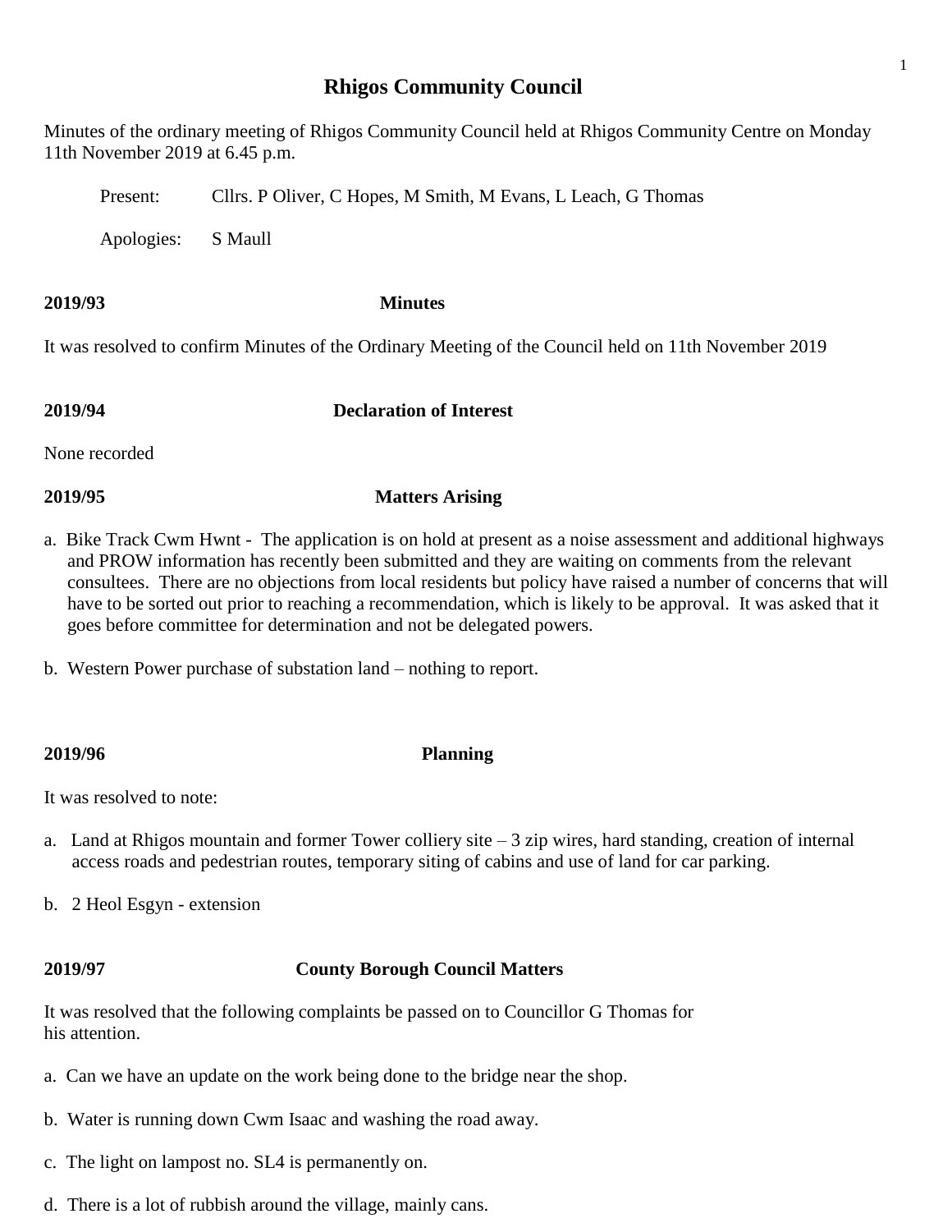# Rhigos Community Council

Minutes of the ordinary meeting of Rhigos Community Council held at Rhigos Community Centre on Monday 11th November 2019 at 6.45 p.m.

Present: Cllrs. P Oliver, C Hopes, M Smith, M Evans, L Leach, G Thomas

Apologies: S Maull

**2019/93 Minutes**

It was resolved to confirm Minutes of the Ordinary Meeting of the Council held on 11th November 2019

**2019/94 Declaration of Interest**

None recorded

**2019/95 Matters Arising**

a. Bike Track Cwm Hwnt - The application is on hold at present as a noise assessment and additional highways and PROW information has recently been submitted and they are waiting on comments from the relevant consultees. There are no objections from local residents but policy have raised a number of concerns that will have to be sorted out prior to reaching a recommendation, which is likely to be approval. It was asked that it goes before committee for determination and not be delegated powers.

b. Western Power purchase of substation land – nothing to report.

**2019/96 Planning**

It was resolved to note:

a. Land at Rhigos mountain and former Tower colliery site – 3 zip wires, hard standing, creation of internal access roads and pedestrian routes, temporary siting of cabins and use of land for car parking.

b. 2 Heol Esgyn - extension

**2019/97 County Borough Council Matters**

It was resolved that the following complaints be passed on to Councillor G Thomas for his attention.

a. Can we have an update on the work being done to the bridge near the shop.

b. Water is running down Cwm Isaac and washing the road away.

c. The light on lampost no. SL4 is permanently on.

d. There is a lot of rubbish around the village, mainly cans.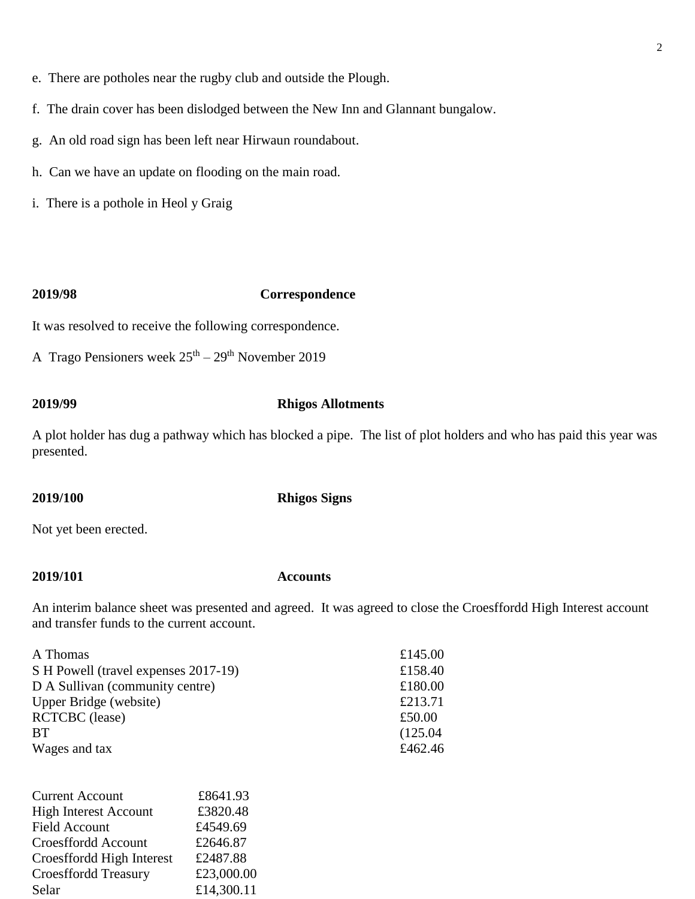e. There are potholes near the rugby club and outside the Plough.

f. The drain cover has been dislodged between the New Inn and Glannant bungalow.

g. An old road sign has been left near Hirwaun roundabout.

h. Can we have an update on flooding on the main road.

i. There is a pothole in Heol y Graig

**2019/98 Correspondence**

It was resolved to receive the following correspondence.

A Trago Pensioners week 25th – 29th November 2019

**2019/99 Rhigos Allotments**

A plot holder has dug a pathway which has blocked a pipe. The list of plot holders and who has paid this year was presented.

**2019/100 Rhigos Signs**

Not yet been erected.

**2019/101 Accounts**

An interim balance sheet was presented and agreed. It was agreed to close the Croesffordd High Interest account and transfer funds to the current account.

| | |
|---|---|
| A Thomas | £145.00 |
| S H Powell (travel expenses 2017-19) | £158.40 |
| D A Sullivan (community centre) | £180.00 |
| Upper Bridge (website) | £213.71 |
| RCTCBC (lease) | £50.00 |
| BT | (125.04 |
| Wages and tax | £462.46 |

| | |
|---|---|
| Current Account | £8641.93 |
| High Interest Account | £3820.48 |
| Field Account | £4549.69 |
| Croesffordd Account | £2646.87 |
| Croesffordd High Interest | £2487.88 |
| Croesffordd Treasury | £23,000.00 |
| Selar | £14,300.11 |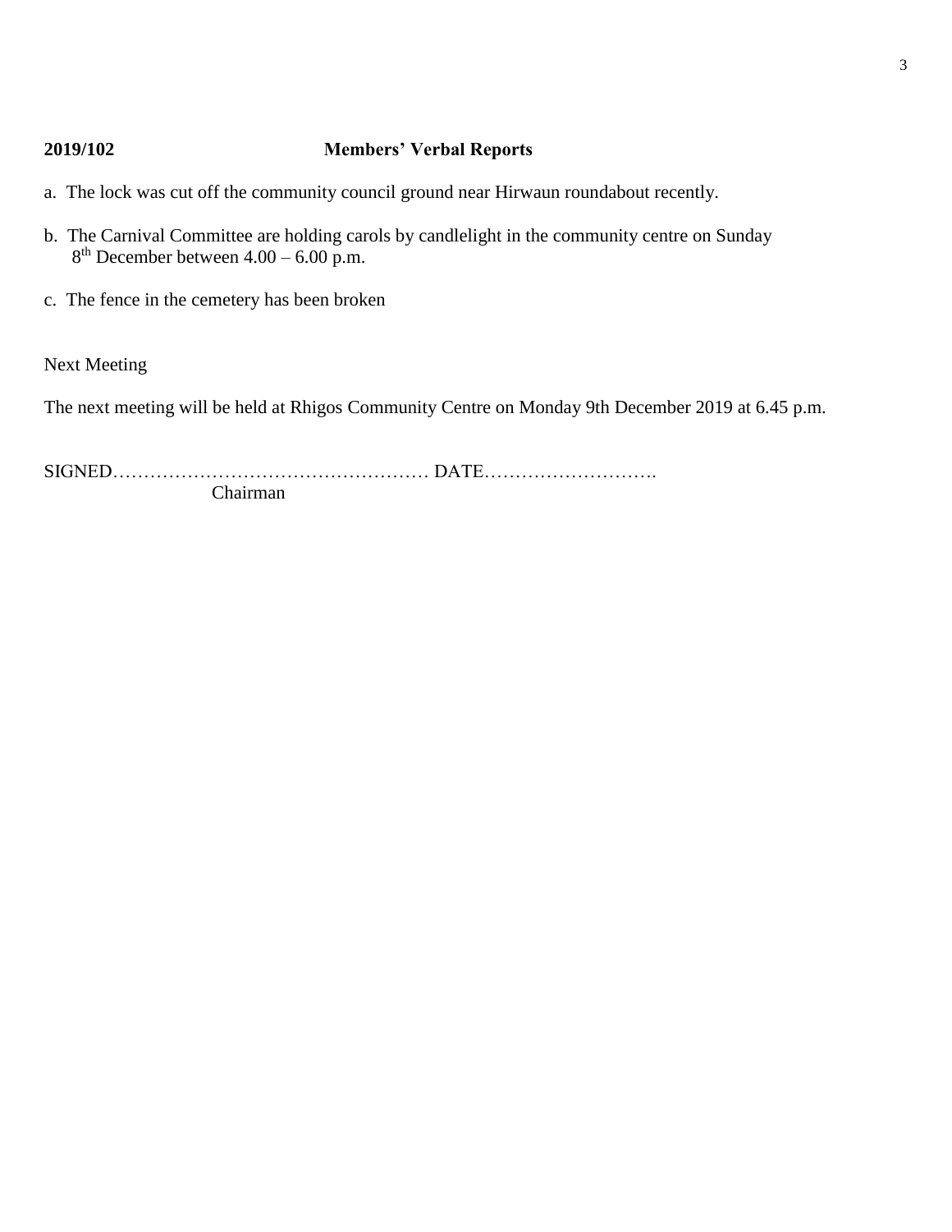**2019/102 Members' Verbal Reports**

a. The lock was cut off the community council ground near Hirwaun roundabout recently.

b. The Carnival Committee are holding carols by candlelight in the community centre on Sunday 8th December between 4.00 – 6.00 p.m.

c. The fence in the cemetery has been broken

Next Meeting

The next meeting will be held at Rhigos Community Centre on Monday 9th December 2019 at 6.45 p.m.

SIGNED…………………………………………… DATE……………………….
Chairman